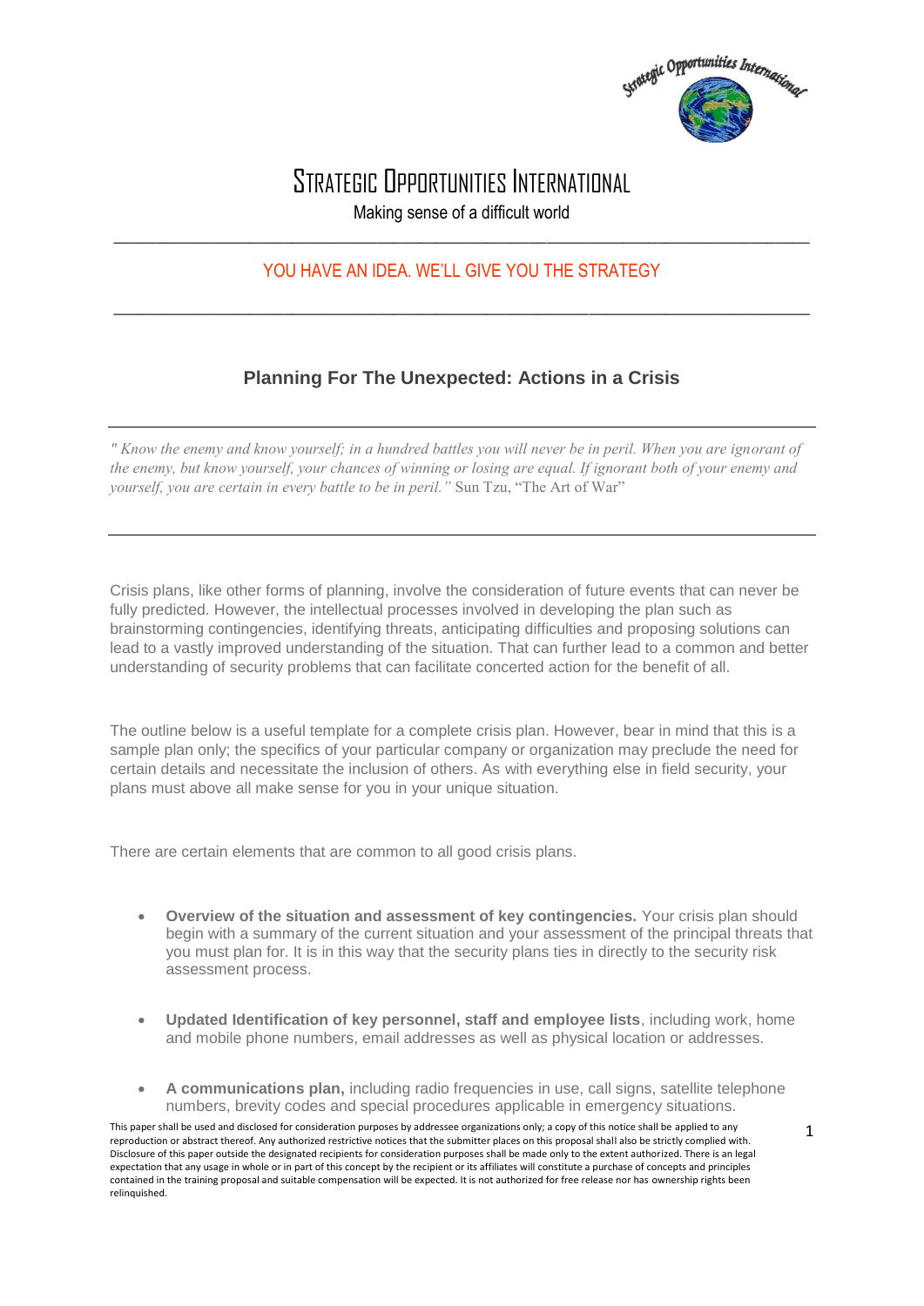# Strategic Opportunities International

Making sense of a difficult world

YOU HAVE AN IDEA. WE'LL GIVE YOU THE STRATEGY

## Planning For The Unexpected: Actions in a Crisis

*" Know the enemy and know yourself; in a hundred battles you will never be in peril. When you are ignorant of the enemy, but know yourself, your chances of winning or losing are equal. If ignorant both of your enemy and yourself, you are certain in every battle to be in peril."* Sun Tzu, "The Art of War"

Crisis plans, like other forms of planning, involve the consideration of future events that can never be fully predicted. However, the intellectual processes involved in developing the plan such as brainstorming contingencies, identifying threats, anticipating difficulties and proposing solutions can lead to a vastly improved understanding of the situation. That can further lead to a common and better understanding of security problems that can facilitate concerted action for the benefit of all.

The outline below is a useful template for a complete crisis plan. However, bear in mind that this is a sample plan only; the specifics of your particular company or organization may preclude the need for certain details and necessitate the inclusion of others. As with everything else in field security, your plans must above all make sense for you in your unique situation.

There are certain elements that are common to all good crisis plans.

- **Overview of the situation and assessment of key contingencies.** Your crisis plan should begin with a summary of the current situation and your assessment of the principal threats that you must plan for. It is in this way that the security plans ties in directly to the security risk assessment process.
- **Updated Identification of key personnel, staff and employee lists**, including work, home and mobile phone numbers, email addresses as well as physical location or addresses.
- **A communications plan,** including radio frequencies in use, call signs, satellite telephone numbers, brevity codes and special procedures applicable in emergency situations.

This paper shall be used and disclosed for consideration purposes by addressee organizations only; a copy of this notice shall be applied to any reproduction or abstract thereof. Any authorized restrictive notices that the submitter places on this proposal shall also be strictly complied with. Disclosure of this paper outside the designated recipients for consideration purposes shall be made only to the extent authorized. There is an legal expectation that any usage in whole or in part of this concept by the recipient or its affiliates will constitute a purchase of concepts and principles contained in the training proposal and suitable compensation will be expected. It is not authorized for free release nor has ownership rights been relinquished.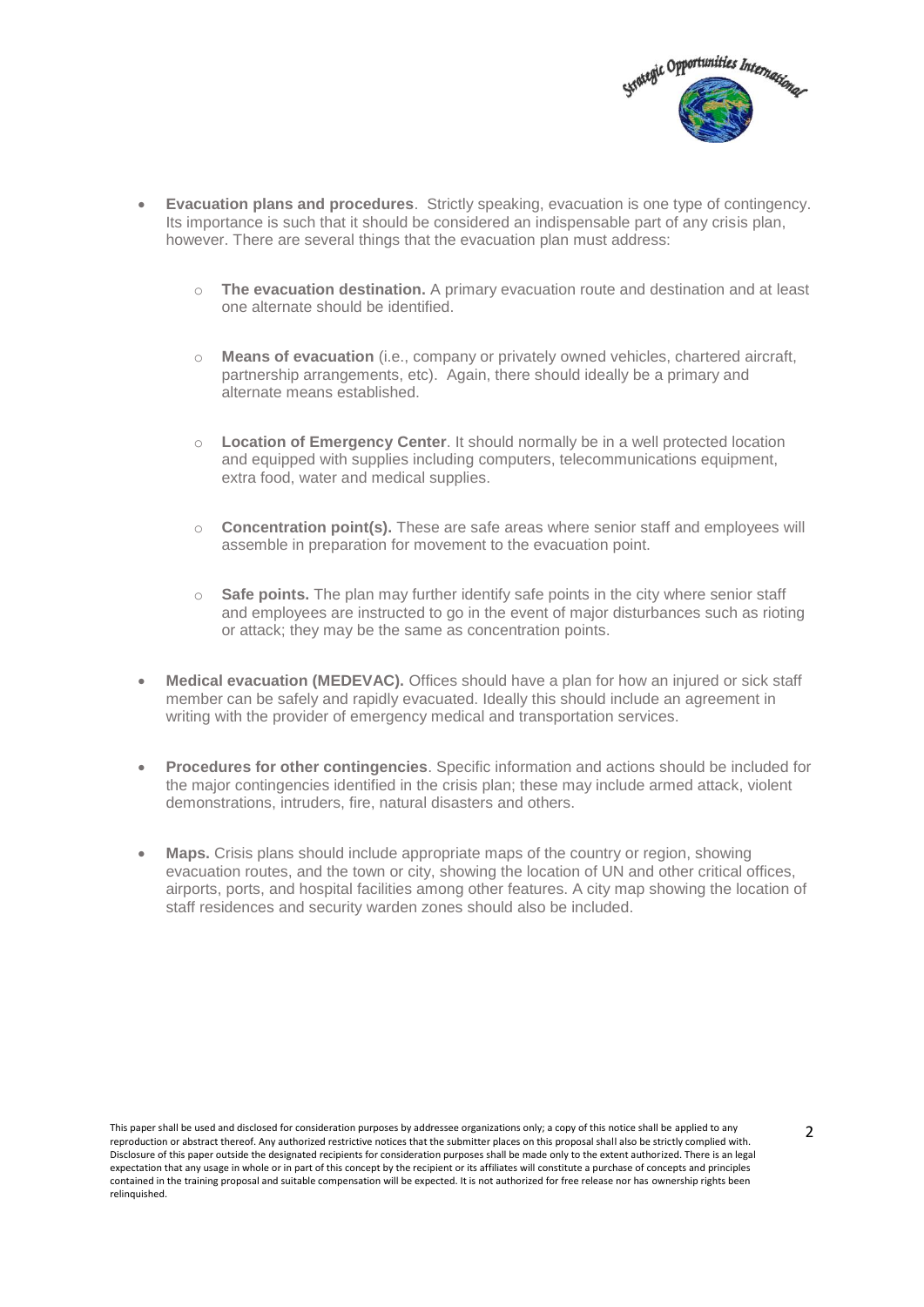- **Evacuation plans and procedures**. Strictly speaking, evacuation is one type of contingency. Its importance is such that it should be considered an indispensable part of any crisis plan, however. There are several things that the evacuation plan must address:

  - **The evacuation destination.** A primary evacuation route and destination and at least one alternate should be identified.

  - **Means of evacuation** (i.e., company or privately owned vehicles, chartered aircraft, partnership arrangements, etc). Again, there should ideally be a primary and alternate means established.

  - **Location of Emergency Center**. It should normally be in a well protected location and equipped with supplies including computers, telecommunications equipment, extra food, water and medical supplies.

  - **Concentration point(s).** These are safe areas where senior staff and employees will assemble in preparation for movement to the evacuation point.

  - **Safe points.** The plan may further identify safe points in the city where senior staff and employees are instructed to go in the event of major disturbances such as rioting or attack; they may be the same as concentration points.

- **Medical evacuation (MEDEVAC).** Offices should have a plan for how an injured or sick staff member can be safely and rapidly evacuated. Ideally this should include an agreement in writing with the provider of emergency medical and transportation services.

- **Procedures for other contingencies**. Specific information and actions should be included for the major contingencies identified in the crisis plan; these may include armed attack, violent demonstrations, intruders, fire, natural disasters and others.

- **Maps.** Crisis plans should include appropriate maps of the country or region, showing evacuation routes, and the town or city, showing the location of UN and other critical offices, airports, ports, and hospital facilities among other features. A city map showing the location of staff residences and security warden zones should also be included.

This paper shall be used and disclosed for consideration purposes by addressee organizations only; a copy of this notice shall be applied to any reproduction or abstract thereof. Any authorized restrictive notices that the submitter places on this proposal shall also be strictly complied with. Disclosure of this paper outside the designated recipients for consideration purposes shall be made only to the extent authorized. There is an legal expectation that any usage in whole or in part of this concept by the recipient or its affiliates will constitute a purchase of concepts and principles contained in the training proposal and suitable compensation will be expected. It is not authorized for free release nor has ownership rights been relinquished.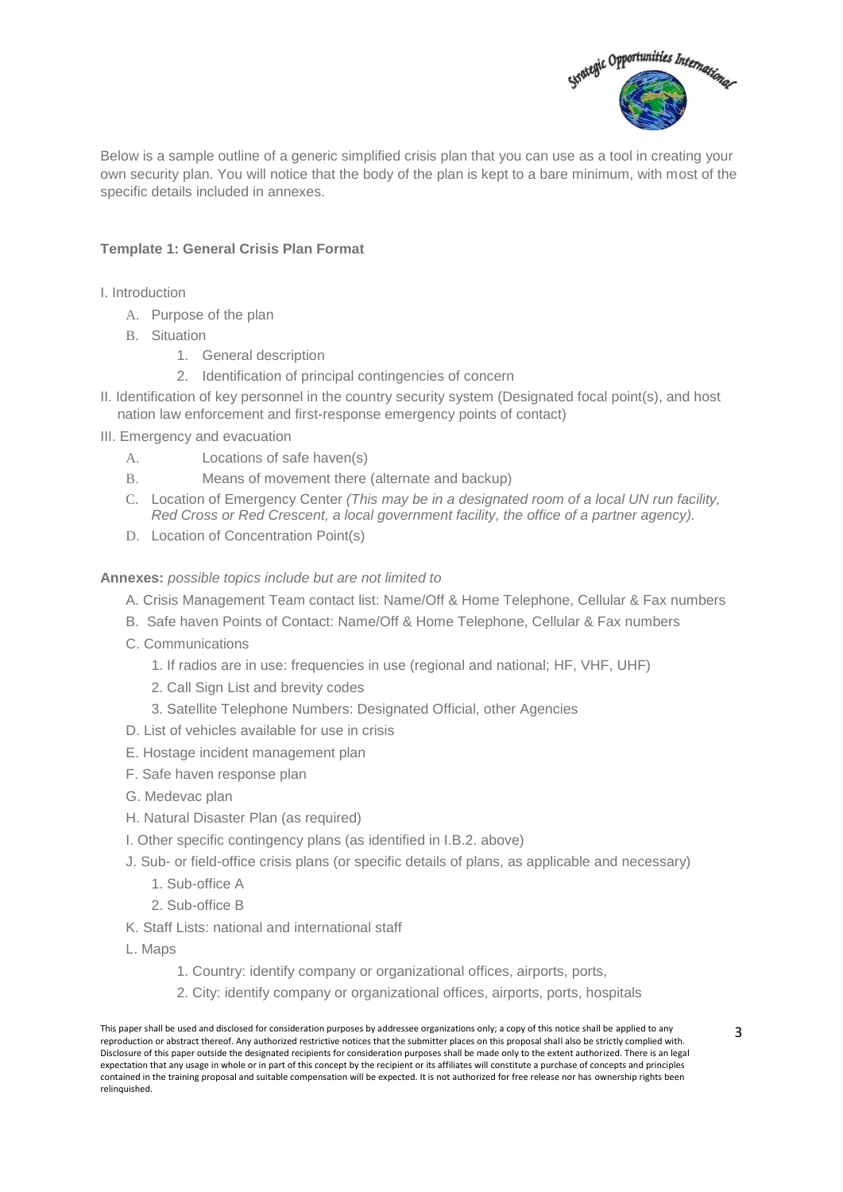Below is a sample outline of a generic simplified crisis plan that you can use as a tool in creating your own security plan. You will notice that the body of the plan is kept to a bare minimum, with most of the specific details included in annexes.

**Template 1: General Crisis Plan Format**

I. Introduction

- A. Purpose of the plan
- B. Situation
  1. General description
  2. Identification of principal contingencies of concern

II. Identification of key personnel in the country security system (Designated focal point(s), and host nation law enforcement and first-response emergency points of contact)

III. Emergency and evacuation

- A. Locations of safe haven(s)
- B. Means of movement there (alternate and backup)
- C. Location of Emergency Center *(This may be in a designated room of a local UN run facility, Red Cross or Red Crescent, a local government facility, the office of a partner agency).*
- D. Location of Concentration Point(s)

**Annexes:** *possible topics include but are not limited to*

- A. Crisis Management Team contact list: Name/Off & Home Telephone, Cellular & Fax numbers
- B. Safe haven Points of Contact: Name/Off & Home Telephone, Cellular & Fax numbers
- C. Communications
  1. If radios are in use: frequencies in use (regional and national; HF, VHF, UHF)
  2. Call Sign List and brevity codes
  3. Satellite Telephone Numbers: Designated Official, other Agencies
- D. List of vehicles available for use in crisis
- E. Hostage incident management plan
- F. Safe haven response plan
- G. Medevac plan
- H. Natural Disaster Plan (as required)
- I. Other specific contingency plans (as identified in I.B.2. above)
- J. Sub- or field-office crisis plans (or specific details of plans, as applicable and necessary)
  1. Sub-office A
  2. Sub-office B
- K. Staff Lists: national and international staff
- L. Maps
  1. Country: identify company or organizational offices, airports, ports,
  2. City: identify company or organizational offices, airports, ports, hospitals

This paper shall be used and disclosed for consideration purposes by addressee organizations only; a copy of this notice shall be applied to any reproduction or abstract thereof. Any authorized restrictive notices that the submitter places on this proposal shall also be strictly complied with. Disclosure of this paper outside the designated recipients for consideration purposes shall be made only to the extent authorized. There is an legal expectation that any usage in whole or in part of this concept by the recipient or its affiliates will constitute a purchase of concepts and principles contained in the training proposal and suitable compensation will be expected. It is not authorized for free release nor has ownership rights been relinquished.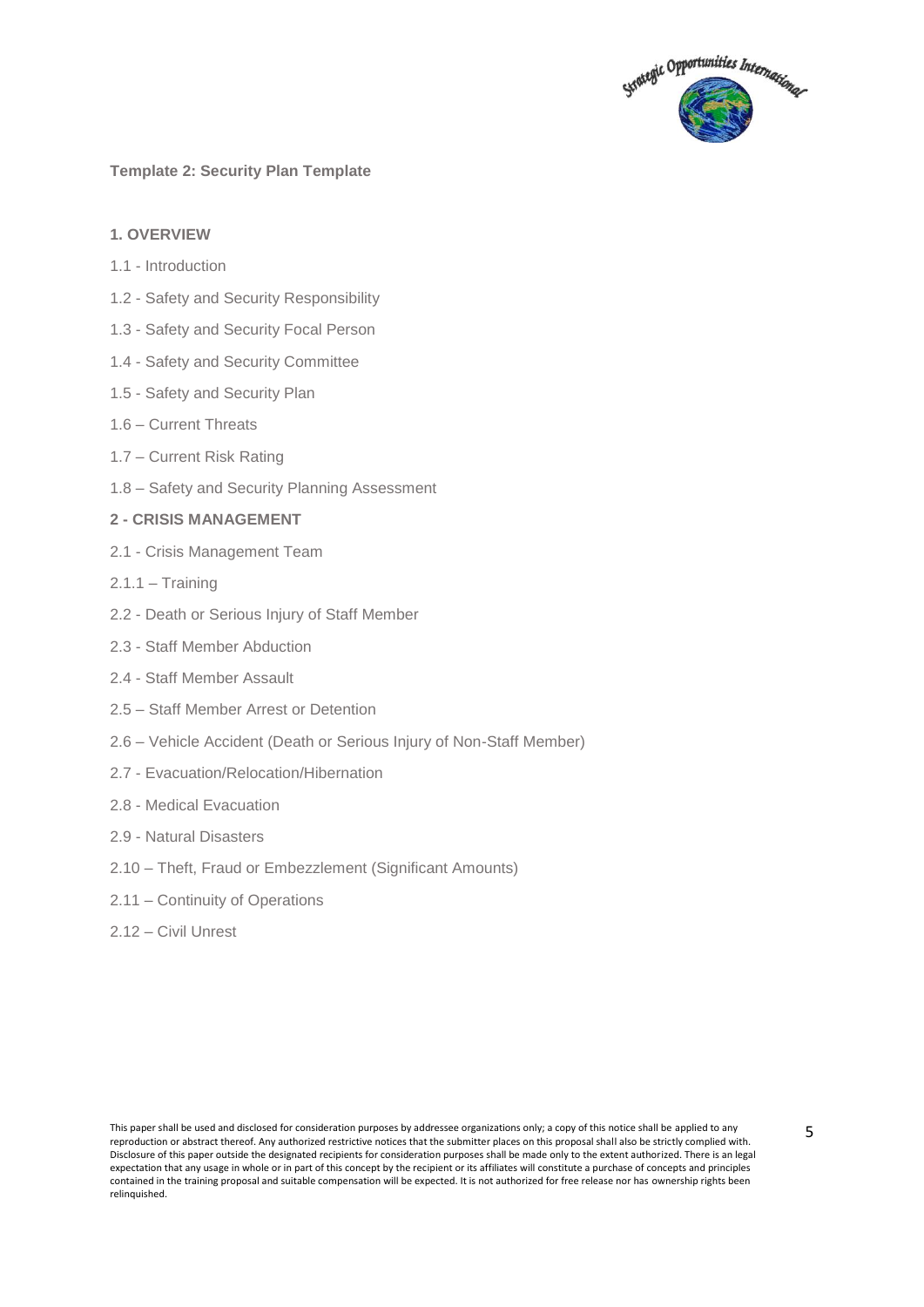**Template 2: Security Plan Template**

**1. OVERVIEW**

1.1 - Introduction

1.2 - Safety and Security Responsibility

1.3 - Safety and Security Focal Person

1.4 - Safety and Security Committee

1.5 - Safety and Security Plan

1.6 – Current Threats

1.7 – Current Risk Rating

1.8 – Safety and Security Planning Assessment

**2 - CRISIS MANAGEMENT**

2.1 - Crisis Management Team

2.1.1 – Training

2.2 - Death or Serious Injury of Staff Member

2.3 - Staff Member Abduction

2.4 - Staff Member Assault

2.5 – Staff Member Arrest or Detention

2.6 – Vehicle Accident (Death or Serious Injury of Non-Staff Member)

2.7 - Evacuation/Relocation/Hibernation

2.8 - Medical Evacuation

2.9 - Natural Disasters

2.10 – Theft, Fraud or Embezzlement (Significant Amounts)

2.11 – Continuity of Operations

2.12 – Civil Unrest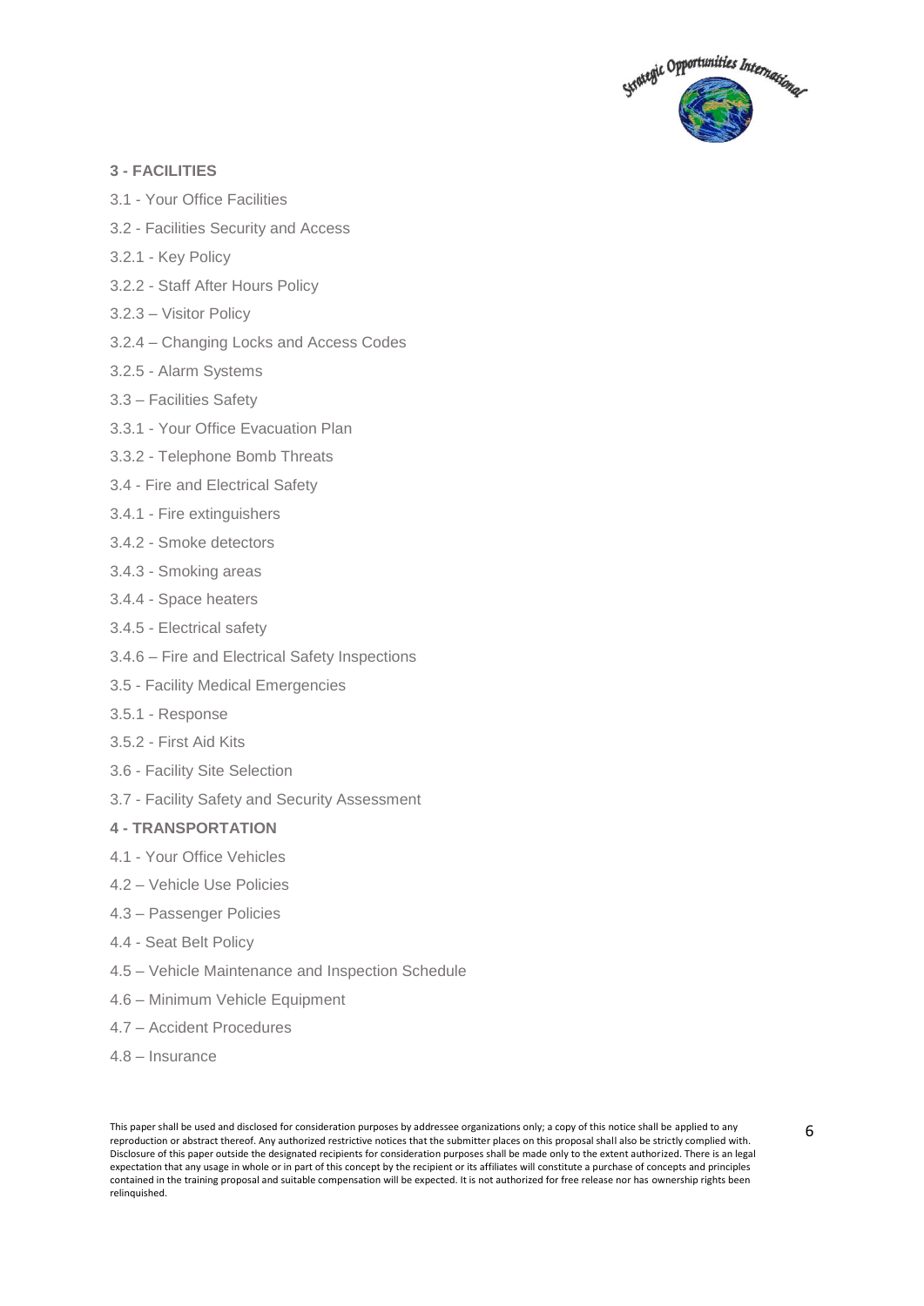**3 - FACILITIES**

3.1 - Your Office Facilities

3.2 - Facilities Security and Access

3.2.1 - Key Policy

3.2.2 - Staff After Hours Policy

3.2.3 – Visitor Policy

3.2.4 – Changing Locks and Access Codes

3.2.5 - Alarm Systems

3.3 – Facilities Safety

3.3.1 - Your Office Evacuation Plan

3.3.2 - Telephone Bomb Threats

3.4 - Fire and Electrical Safety

3.4.1 - Fire extinguishers

3.4.2 - Smoke detectors

3.4.3 - Smoking areas

3.4.4 - Space heaters

3.4.5 - Electrical safety

3.4.6 – Fire and Electrical Safety Inspections

3.5 - Facility Medical Emergencies

3.5.1 - Response

3.5.2 - First Aid Kits

3.6 - Facility Site Selection

3.7 - Facility Safety and Security Assessment

**4 - TRANSPORTATION**

4.1 - Your Office Vehicles

4.2 – Vehicle Use Policies

4.3 – Passenger Policies

4.4 - Seat Belt Policy

4.5 – Vehicle Maintenance and Inspection Schedule

4.6 – Minimum Vehicle Equipment

4.7 – Accident Procedures

4.8 – Insurance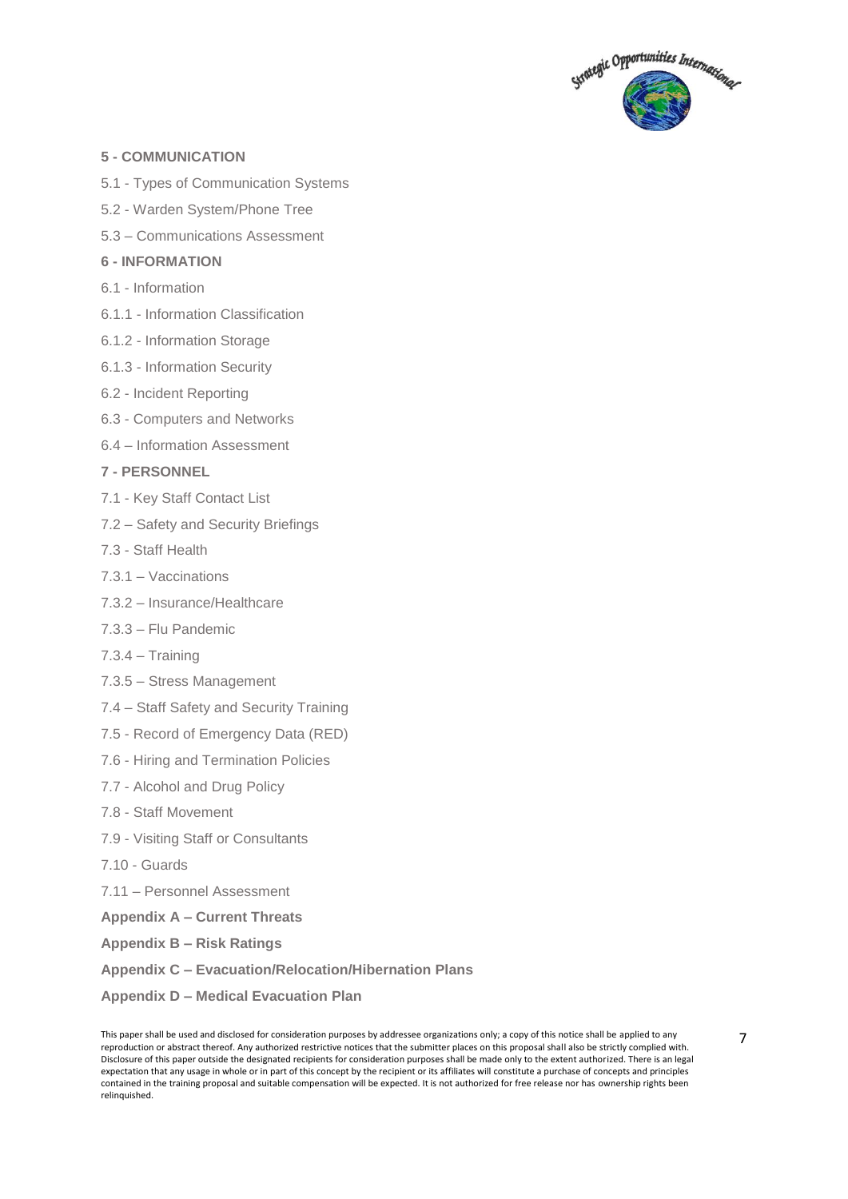**5 - COMMUNICATION**

5.1 - Types of Communication Systems

5.2 - Warden System/Phone Tree

5.3 – Communications Assessment

**6 - INFORMATION**

6.1 - Information

6.1.1 - Information Classification

6.1.2 - Information Storage

6.1.3 - Information Security

6.2 - Incident Reporting

6.3 - Computers and Networks

6.4 – Information Assessment

**7 - PERSONNEL**

7.1 - Key Staff Contact List

7.2 – Safety and Security Briefings

7.3 - Staff Health

7.3.1 – Vaccinations

7.3.2 – Insurance/Healthcare

7.3.3 – Flu Pandemic

7.3.4 – Training

7.3.5 – Stress Management

7.4 – Staff Safety and Security Training

7.5 - Record of Emergency Data (RED)

7.6 - Hiring and Termination Policies

7.7 - Alcohol and Drug Policy

7.8 - Staff Movement

7.9 - Visiting Staff or Consultants

7.10 - Guards

7.11 – Personnel Assessment

**Appendix A – Current Threats**

**Appendix B – Risk Ratings**

**Appendix C – Evacuation/Relocation/Hibernation Plans**

**Appendix D – Medical Evacuation Plan**

This paper shall be used and disclosed for consideration purposes by addressee organizations only; a copy of this notice shall be applied to any reproduction or abstract thereof. Any authorized restrictive notices that the submitter places on this proposal shall also be strictly complied with. Disclosure of this paper outside the designated recipients for consideration purposes shall be made only to the extent authorized. There is an legal expectation that any usage in whole or in part of this concept by the recipient or its affiliates will constitute a purchase of concepts and principles contained in the training proposal and suitable compensation will be expected. It is not authorized for free release nor has ownership rights been relinquished.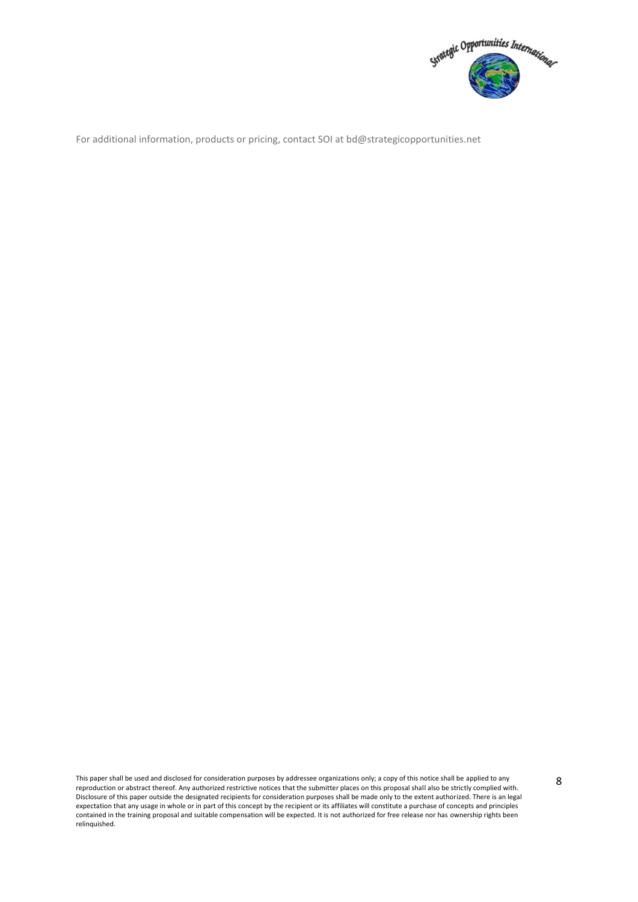For additional information, products or pricing, contact SOI at bd@strategicopportunities.net